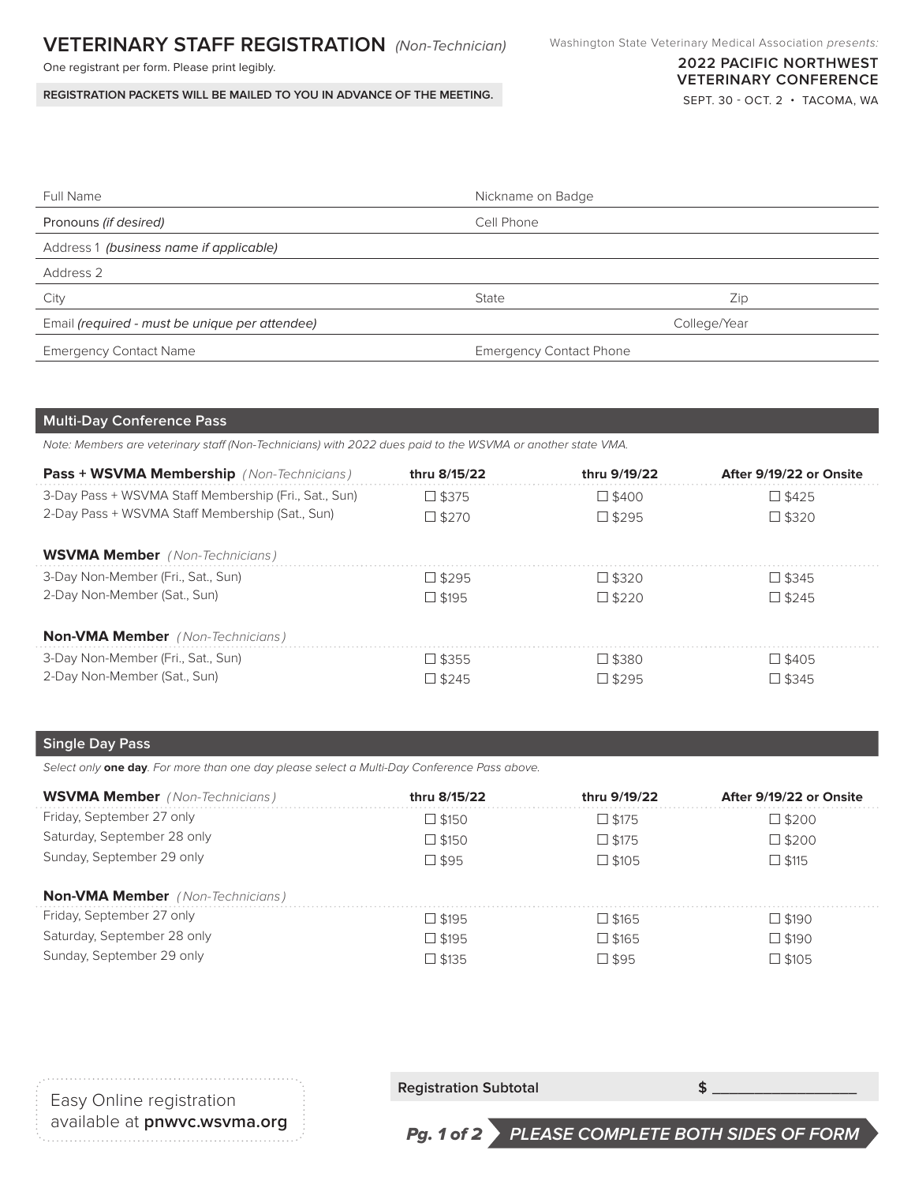# VETERINARY STAFF REGISTRATION *(Non-Technician)*

One registrant per form. Please print legibly.

**REGISTRATION PACKETS WILL BE MAILED TO YOU IN ADVANCE OF THE MEETING.**

Washington State Veterinary Medical Association *presents:*

**2022 PACIFIC NORTHWEST VETERINARY CONFERENCE**

SEPT. 30 - OCT. 2 • TACOMA, WA

| | | |
|---|---|---|
| Full Name | Nickname on Badge | |
| Pronouns *(if desired)* | Cell Phone | |
| Address 1 *(business name if applicable)* | | |
| Address 2 | | |
| City | State | Zip |
| Email *(required - must be unique per attendee)* | | College/Year |
| Emergency Contact Name | Emergency Contact Phone | |

## Multi-Day Conference Pass

*Note: Members are veterinary staff (Non-Technicians) with 2022 dues paid to the WSVMA or another state VMA.*

| **Pass + WSVMA Membership** *(Non-Technicians)* | **thru 8/15/22** | **thru 9/19/22** | **After 9/19/22 or Onsite** |
|---|---|---|---|
| 3-Day Pass + WSVMA Staff Membership (Fri., Sat., Sun) | ☐ $375 | ☐ $400 | ☐ $425 |
| 2-Day Pass + WSVMA Staff Membership (Sat., Sun) | ☐ $270 | ☐ $295 | ☐ $320 |
| **WSVMA Member** *(Non-Technicians)* | | | |
| 3-Day Non-Member (Fri., Sat., Sun) | ☐ $295 | ☐ $320 | ☐ $345 |
| 2-Day Non-Member (Sat., Sun) | ☐ $195 | ☐ $220 | ☐ $245 |
| **Non-VMA Member** *(Non-Technicians)* | | | |
| 3-Day Non-Member (Fri., Sat., Sun) | ☐ $355 | ☐ $380 | ☐ $405 |
| 2-Day Non-Member (Sat., Sun) | ☐ $245 | ☐ $295 | ☐ $345 |

## Single Day Pass

*Select only **one day**. For more than one day please select a Multi-Day Conference Pass above.*

| **WSVMA Member** *(Non-Technicians)* | **thru 8/15/22** | **thru 9/19/22** | **After 9/19/22 or Onsite** |
|---|---|---|---|
| Friday, September 27 only | ☐ $150 | ☐ $175 | ☐ $200 |
| Saturday, September 28 only | ☐ $150 | ☐ $175 | ☐ $200 |
| Sunday, September 29 only | ☐ $95 | ☐ $105 | ☐ $115 |
| **Non-VMA Member** *(Non-Technicians)* | | | |
| Friday, September 27 only | ☐ $195 | ☐ $165 | ☐ $190 |
| Saturday, September 28 only | ☐ $195 | ☐ $165 | ☐ $190 |
| Sunday, September 29 only | ☐ $135 | ☐ $95 | ☐ $105 |

Easy Online registration available at **pnwvc.wsvma.org**

**Registration Subtotal** $ ________________

***PLEASE COMPLETE BOTH SIDES OF FORM***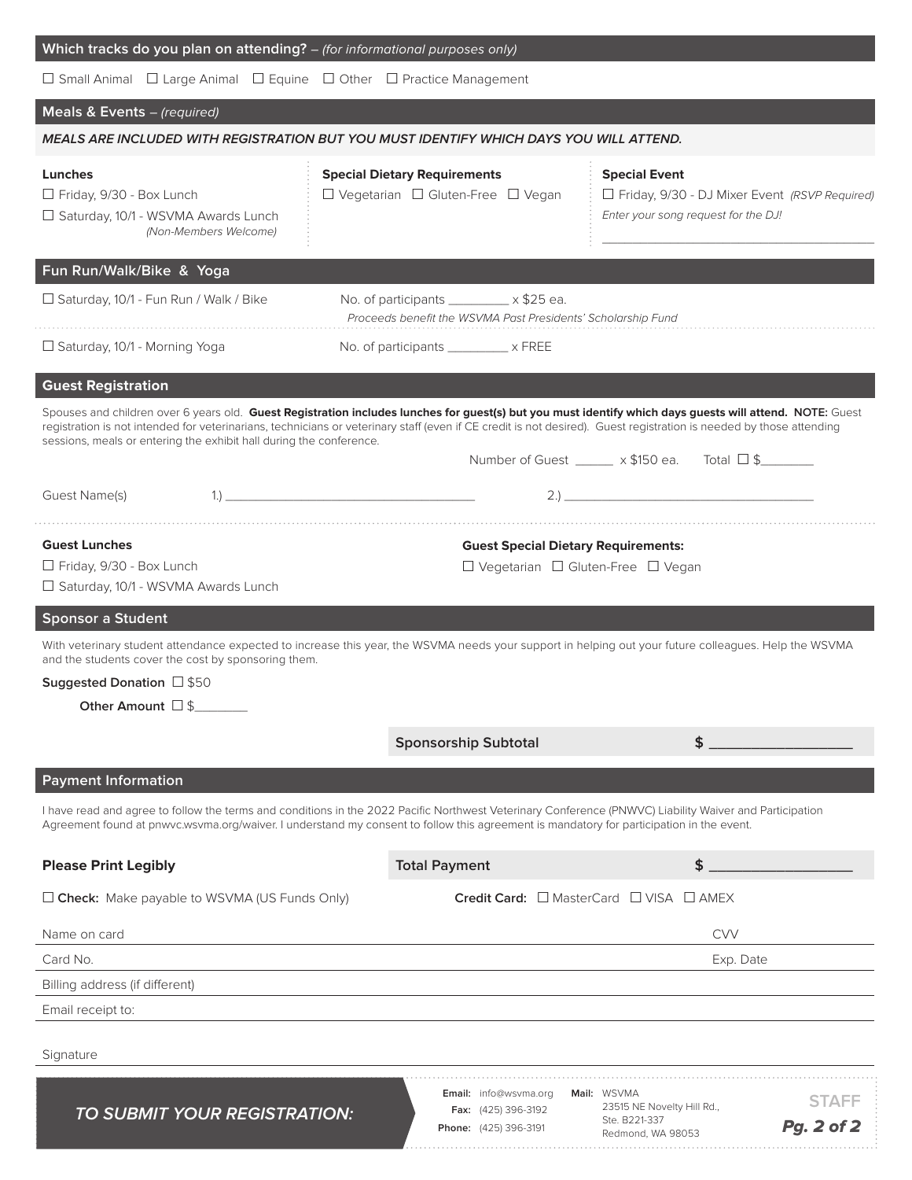## Which tracks do you plan on attending? – *(for informational purposes only)*

☐ Small Animal ☐ Large Animal ☐ Equine ☐ Other ☐ Practice Management

## Meals & Events – *(required)*

***MEALS ARE INCLUDED WITH REGISTRATION BUT YOU MUST IDENTIFY WHICH DAYS YOU WILL ATTEND.***

**Lunches**

☐ Friday, 9/30 - Box Lunch

☐ Saturday, 10/1 - WSVMA Awards Lunch *(Non-Members Welcome)*

**Special Dietary Requirements**

☐ Vegetarian ☐ Gluten-Free ☐ Vegan

**Special Event**

☐ Friday, 9/30 - DJ Mixer Event *(RSVP Required)*

*Enter your song request for the DJ!*

______________________________

## Fun Run/Walk/Bike & Yoga

☐ Saturday, 10/1 - Fun Run / Walk / Bike No. of participants _________ x $25 ea.

*Proceeds benefit the WSVMA Past Presidents' Scholarship Fund*

☐ Saturday, 10/1 - Morning Yoga No. of participants _________ x FREE

## Guest Registration

Spouses and children over 6 years old. **Guest Registration includes lunches for guest(s) but you must identify which days guests will attend. NOTE:** Guest registration is not intended for veterinarians, technicians or veterinary staff (even if CE credit is not desired). Guest registration is needed by those attending sessions, meals or entering the exhibit hall during the conference.

Number of Guest ______ x $150 ea. Total ☐ $________

Guest Name(s) 1.) ____________________________________ 2.) ____________________________________

**Guest Lunches**

☐ Friday, 9/30 - Box Lunch

☐ Saturday, 10/1 - WSVMA Awards Lunch

**Guest Special Dietary Requirements:**

☐ Vegetarian ☐ Gluten-Free ☐ Vegan

## Sponsor a Student

With veterinary student attendance expected to increase this year, the WSVMA needs your support in helping out your future colleagues. Help the WSVMA and the students cover the cost by sponsoring them.

**Suggested Donation** ☐ $50

**Other Amount** ☐ $________

**Sponsorship Subtotal** $ ___________________

## Payment Information

I have read and agree to follow the terms and conditions in the 2022 Pacific Northwest Veterinary Conference (PNWVC) Liability Waiver and Participation Agreement found at pnwvc.wsvma.org/waiver. I understand my consent to follow this agreement is mandatory for participation in the event.

**Please Print Legibly**

**Total Payment** $ ___________________

☐ **Check:** Make payable to WSVMA (US Funds Only)

**Credit Card:** ☐ MasterCard ☐ VISA ☐ AMEX

Name on card ______________________________ CVV ________

Card No. ______________________________ Exp. Date ________

Billing address (if different) ______________________________

Email receipt to: ______________________________

Signature ______________________________

***TO SUBMIT YOUR REGISTRATION:***

**Email:** info@wsvma.org

**Fax:** (425) 396-3192

**Phone:** (425) 396-3191

**Mail:** WSVMA
23515 NE Novelty Hill Rd.,
Ste. B221-337
Redmond, WA 98053

STAFF